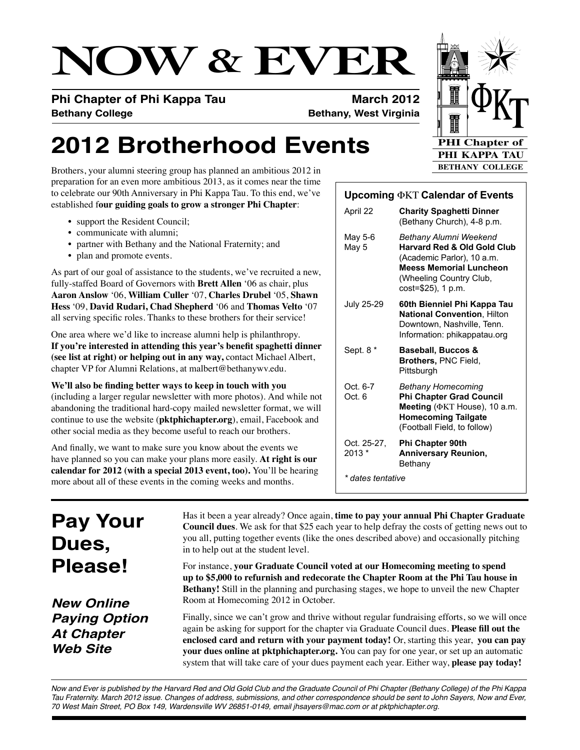# NOW & EVER

**Phi Chapter of Phi Kappa Tau** — **March 2012**
**Bethany College** — **Bethany, West Virginia**

PHI Chapter of PHI KAPPA TAU BETHANY COLLEGE

## 2012 Brotherhood Events

Brothers, your alumni steering group has planned an ambitious 2012 in preparation for an even more ambitious 2013, as it comes near the time to celebrate our 90th Anniversary in Phi Kappa Tau. To this end, we've established f**our guiding goals to grow a stronger Phi Chapter**:

- support the Resident Council;
- communicate with alumni;
- partner with Bethany and the National Fraternity; and
- plan and promote events.

As part of our goal of assistance to the students, we've recruited a new, fully-staffed Board of Governors with **Brett Allen** '06 as chair, plus **Aaron Anslow** '06, **William Culler** '07, **Charles Drubel** '05, **Shawn Hess** '09, **David Rudari, Chad Shepherd** '06 and **Thomas Velto** '07 all serving specific roles. Thanks to these brothers for their service!

One area where we'd like to increase alumni help is philanthropy. **If you're interested in attending this year's benefit spaghetti dinner (see list at right) or helping out in any way,** contact Michael Albert, chapter VP for Alumni Relations, at malbert@bethanywv.edu.

**We'll also be finding better ways to keep in touch with you** (including a larger regular newsletter with more photos). And while not abandoning the traditional hard-copy mailed newsletter format, we will continue to use the website (**pktphichapter.org**), email, Facebook and other social media as they become useful to reach our brothers.

And finally, we want to make sure you know about the events we have planned so you can make your plans more easily. **At right is our calendar for 2012 (with a special 2013 event, too).** You'll be hearing more about all of these events in the coming weeks and months.

### Upcoming ΦKT Calendar of Events

| Date | Event |
|---|---|
| April 22 | **Charity Spaghetti Dinner** (Bethany Church), 4-8 p.m. |
| May 5-6 | *Bethany Alumni Weekend* |
| May 5 | **Harvard Red & Old Gold Club** (Academic Parlor), 10 a.m. **Meess Memorial Luncheon** (Wheeling Country Club, cost=$25), 1 p.m. |
| July 25-29 | **60th Bienniel Phi Kappa Tau National Convention**, Hilton Downtown, Nashville, Tenn. Information: phikappatau.org |
| Sept. 8 * | **Baseball, Buccos & Brothers,** PNC Field, Pittsburgh |
| Oct. 6-7 | *Bethany Homecoming* |
| Oct. 6 | **Phi Chapter Grad Council Meeting** (ΦKT House), 10 a.m. **Homecoming Tailgate** (Football Field, to follow) |
| Oct. 25-27, 2013 * | **Phi Chapter 90th Anniversary Reunion,** Bethany |

*\* dates tentative*

## Pay Your Dues, Please!

### *New Online Paying Option At Chapter Web Site*

Has it been a year already? Once again, **time to pay your annual Phi Chapter Graduate Council dues**. We ask for that $25 each year to help defray the costs of getting news out to you all, putting together events (like the ones described above) and occasionally pitching in to help out at the student level.

For instance, **your Graduate Council voted at our Homecoming meeting to spend up to $5,000 to refurnish and redecorate the Chapter Room at the Phi Tau house in Bethany!** Still in the planning and purchasing stages, we hope to unveil the new Chapter Room at Homecoming 2012 in October.

Finally, since we can't grow and thrive without regular fundraising efforts, so we will once again be asking for support for the chapter via Graduate Council dues. **Please fill out the enclosed card and return with your payment today!** Or, starting this year, **you can pay your dues online at pktphichapter.org.** You can pay for one year, or set up an automatic system that will take care of your dues payment each year. Either way, **please pay today!**

*Now and Ever is published by the Harvard Red and Old Gold Club and the Graduate Council of Phi Chapter (Bethany College) of the Phi Kappa Tau Fraternity. March 2012 issue. Changes of address, submissions, and other correspondence should be sent to John Sayers, Now and Ever, 70 West Main Street, PO Box 149, Wardensville WV 26851-0149, email jhsayers@mac.com or at pktphichapter.org.*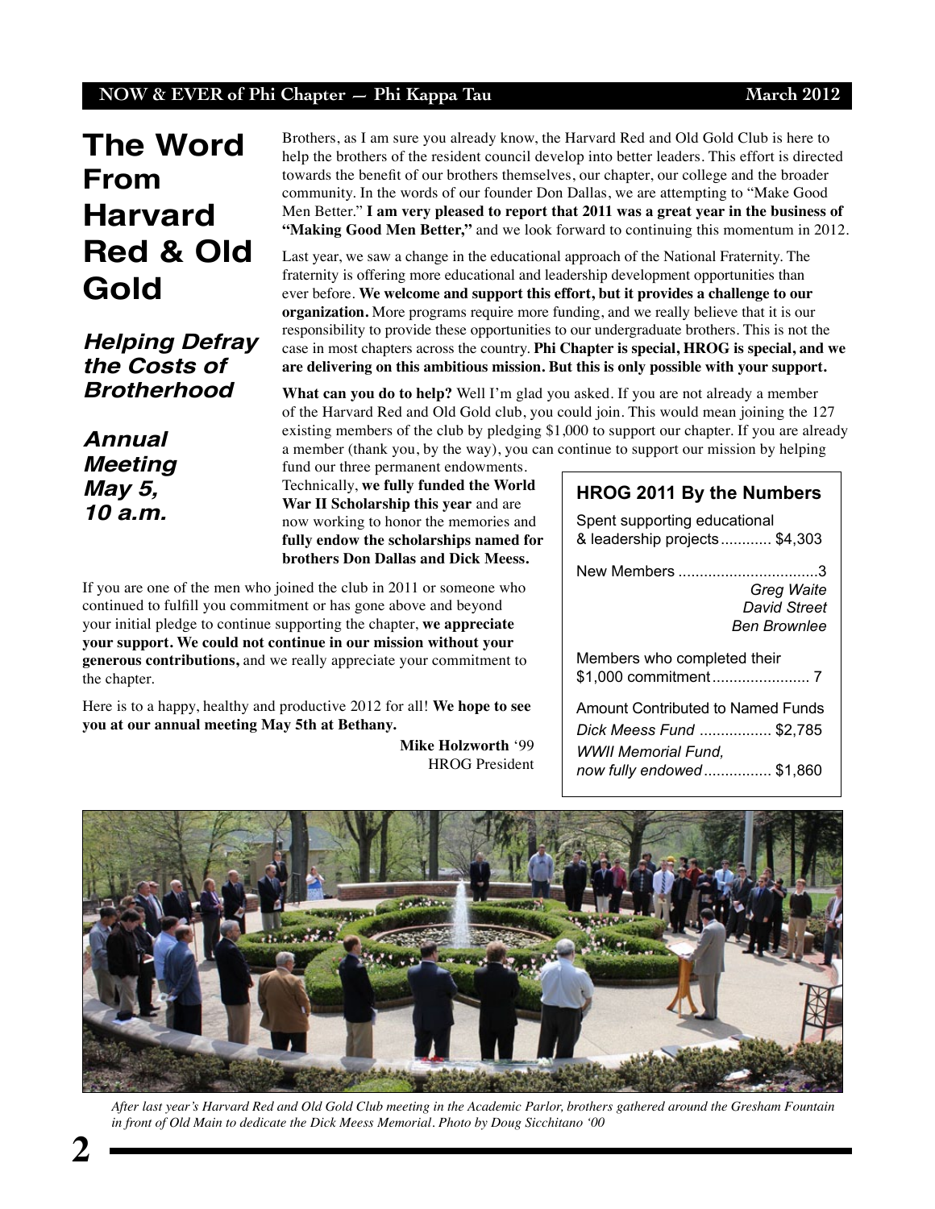# The Word From Harvard Red & Old Gold

## *Helping Defray the Costs of Brotherhood*

### *Annual Meeting May 5, 10 a.m.*

Brothers, as I am sure you already know, the Harvard Red and Old Gold Club is here to help the brothers of the resident council develop into better leaders. This effort is directed towards the benefit of our brothers themselves, our chapter, our college and the broader community. In the words of our founder Don Dallas, we are attempting to "Make Good Men Better." **I am very pleased to report that 2011 was a great year in the business of "Making Good Men Better,"** and we look forward to continuing this momentum in 2012.

Last year, we saw a change in the educational approach of the National Fraternity. The fraternity is offering more educational and leadership development opportunities than ever before. **We welcome and support this effort, but it provides a challenge to our organization.** More programs require more funding, and we really believe that it is our responsibility to provide these opportunities to our undergraduate brothers. This is not the case in most chapters across the country. **Phi Chapter is special, HROG is special, and we are delivering on this ambitious mission. But this is only possible with your support.**

**What can you do to help?** Well I'm glad you asked. If you are not already a member of the Harvard Red and Old Gold club, you could join. This would mean joining the 127 existing members of the club by pledging $1,000 to support our chapter. If you are already a member (thank you, by the way), you can continue to support our mission by helping fund our three permanent endowments. Technically, **we fully funded the World War II Scholarship this year** and are now working to honor the memories and **fully endow the scholarships named for brothers Don Dallas and Dick Meess.**

If you are one of the men who joined the club in 2011 or someone who continued to fulfill you commitment or has gone above and beyond your initial pledge to continue supporting the chapter, **we appreciate your support. We could not continue in our mission without your generous contributions,** and we really appreciate your commitment to the chapter.

Here is to a happy, healthy and productive 2012 for all! **We hope to see you at our annual meeting May 5th at Bethany.**

**Mike Holzworth** '99
HROG President

### HROG 2011 By the Numbers

Spent supporting educational & leadership projects............ $4,303

New Members ................................3
*Greg Waite*
*David Street*
*Ben Brownlee*

Members who completed their $1,000 commitment....................... 7

Amount Contributed to Named Funds
*Dick Meess Fund* ................. $2,785
*WWII Memorial Fund, now fully endowed*................ $1,860

*After last year's Harvard Red and Old Gold Club meeting in the Academic Parlor, brothers gathered around the Gresham Fountain in front of Old Main to dedicate the Dick Meess Memorial. Photo by Doug Sicchitano '00*